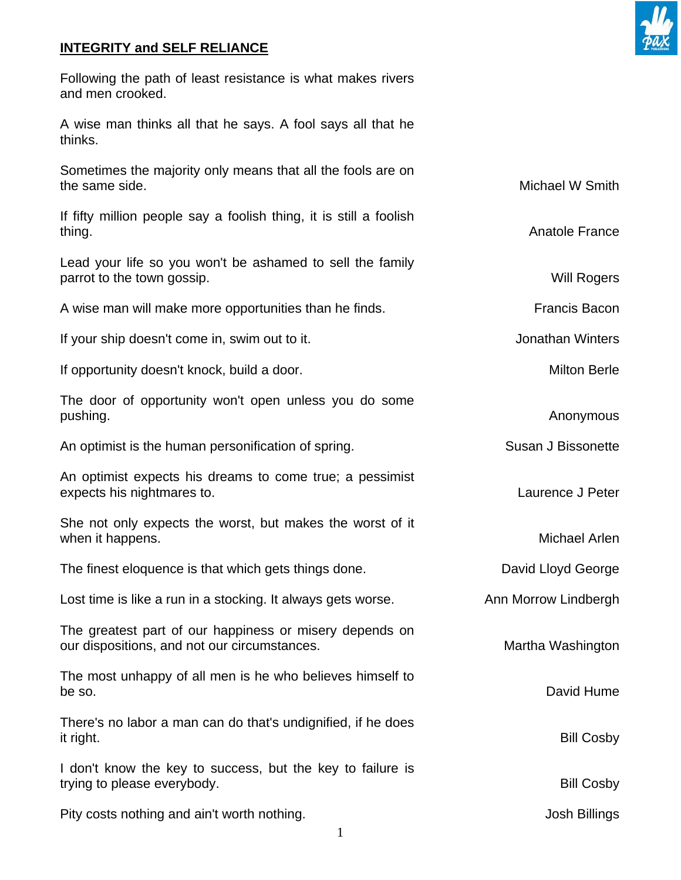## INTEGRITY and SELF RELIANCE

Following the path of least resistance is what makes rivers and men crooked.

A wise man thinks all that he says. A fool says all that he thinks.

Sometimes the majority only means that all the fools are on the same side. — Michael W Smith

If fifty million people say a foolish thing, it is still a foolish thing. — Anatole France

Lead your life so you won't be ashamed to sell the family parrot to the town gossip. — Will Rogers

A wise man will make more opportunities than he finds. — Francis Bacon

If your ship doesn't come in, swim out to it. — Jonathan Winters

If opportunity doesn't knock, build a door. — Milton Berle

The door of opportunity won't open unless you do some pushing. — Anonymous

An optimist is the human personification of spring. — Susan J Bissonette

An optimist expects his dreams to come true; a pessimist expects his nightmares to. — Laurence J Peter

She not only expects the worst, but makes the worst of it when it happens. — Michael Arlen

The finest eloquence is that which gets things done. — David Lloyd George

Lost time is like a run in a stocking. It always gets worse. — Ann Morrow Lindbergh

The greatest part of our happiness or misery depends on our dispositions, and not our circumstances. — Martha Washington

The most unhappy of all men is he who believes himself to be so. — David Hume

There's no labor a man can do that's undignified, if he does it right. — Bill Cosby

I don't know the key to success, but the key to failure is trying to please everybody. — Bill Cosby

Pity costs nothing and ain't worth nothing. — Josh Billings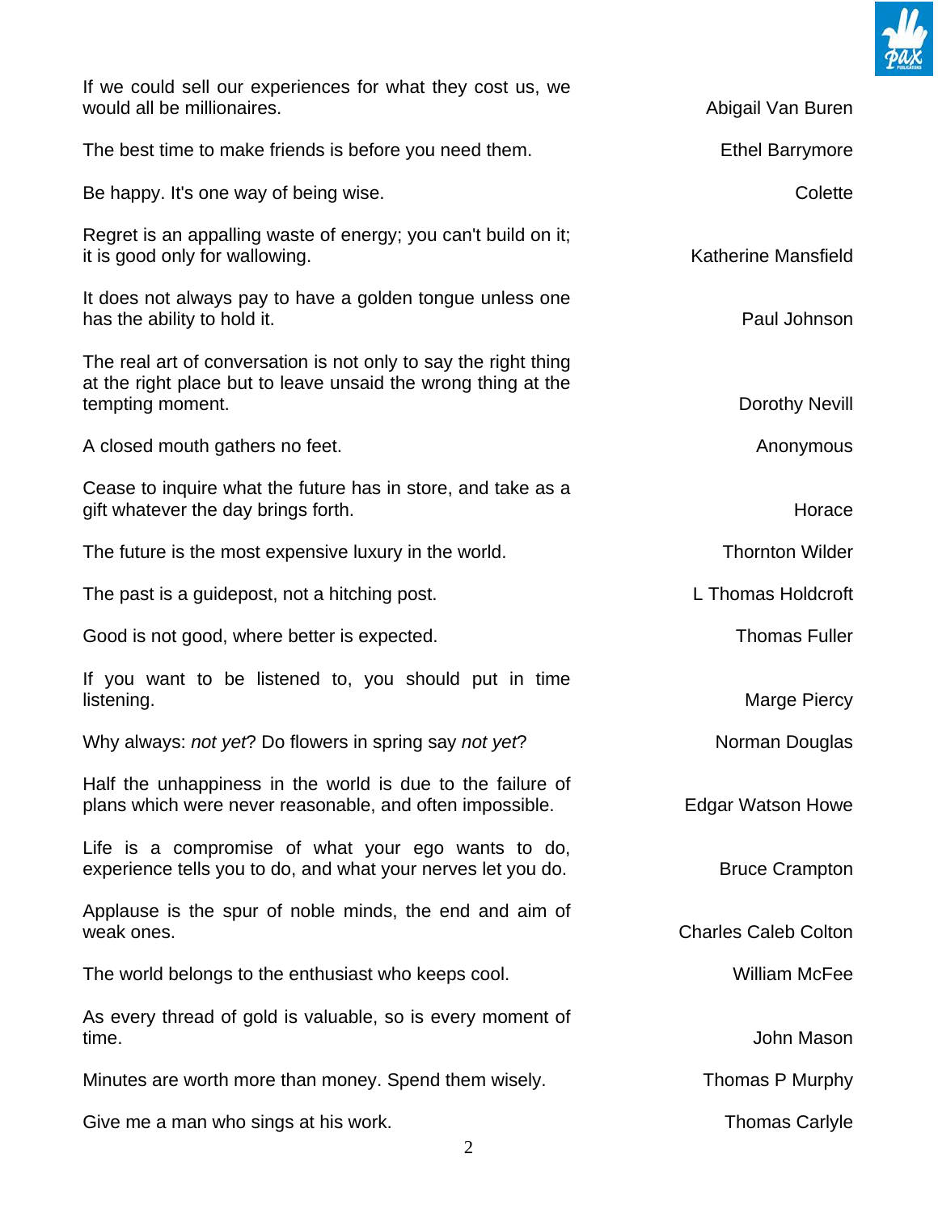If we could sell our experiences for what they cost us, we would all be millionaires. — Abigail Van Buren

The best time to make friends is before you need them. — Ethel Barrymore

Be happy. It's one way of being wise. — Colette

Regret is an appalling waste of energy; you can't build on it; it is good only for wallowing. — Katherine Mansfield

It does not always pay to have a golden tongue unless one has the ability to hold it. — Paul Johnson

The real art of conversation is not only to say the right thing at the right place but to leave unsaid the wrong thing at the tempting moment. — Dorothy Nevill

A closed mouth gathers no feet. — Anonymous

Cease to inquire what the future has in store, and take as a gift whatever the day brings forth. — Horace

The future is the most expensive luxury in the world. — Thornton Wilder

The past is a guidepost, not a hitching post. — L Thomas Holdcroft

Good is not good, where better is expected. — Thomas Fuller

If you want to be listened to, you should put in time listening. — Marge Piercy

Why always: *not yet*? Do flowers in spring say *not yet*? — Norman Douglas

Half the unhappiness in the world is due to the failure of plans which were never reasonable, and often impossible. — Edgar Watson Howe

Life is a compromise of what your ego wants to do, experience tells you to do, and what your nerves let you do. — Bruce Crampton

Applause is the spur of noble minds, the end and aim of weak ones. — Charles Caleb Colton

The world belongs to the enthusiast who keeps cool. — William McFee

As every thread of gold is valuable, so is every moment of time. — John Mason

Minutes are worth more than money. Spend them wisely. — Thomas P Murphy

Give me a man who sings at his work. — Thomas Carlyle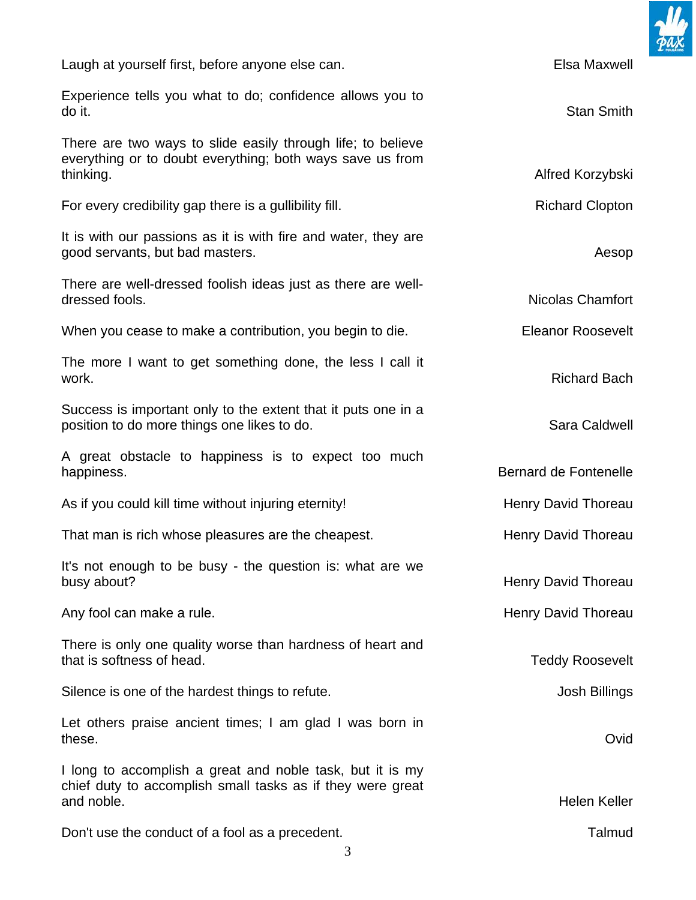Laugh at yourself first, before anyone else can. — Elsa Maxwell

Experience tells you what to do; confidence allows you to do it. — Stan Smith

There are two ways to slide easily through life; to believe everything or to doubt everything; both ways save us from thinking. — Alfred Korzybski

For every credibility gap there is a gullibility fill. — Richard Clopton

It is with our passions as it is with fire and water, they are good servants, but bad masters. — Aesop

There are well-dressed foolish ideas just as there are well-dressed fools. — Nicolas Chamfort

When you cease to make a contribution, you begin to die. — Eleanor Roosevelt

The more I want to get something done, the less I call it work. — Richard Bach

Success is important only to the extent that it puts one in a position to do more things one likes to do. — Sara Caldwell

A great obstacle to happiness is to expect too much happiness. — Bernard de Fontenelle

As if you could kill time without injuring eternity! — Henry David Thoreau

That man is rich whose pleasures are the cheapest. — Henry David Thoreau

It's not enough to be busy - the question is: what are we busy about? — Henry David Thoreau

Any fool can make a rule. — Henry David Thoreau

There is only one quality worse than hardness of heart and that is softness of head. — Teddy Roosevelt

Silence is one of the hardest things to refute. — Josh Billings

Let others praise ancient times; I am glad I was born in these. — Ovid

I long to accomplish a great and noble task, but it is my chief duty to accomplish small tasks as if they were great and noble. — Helen Keller

Don't use the conduct of a fool as a precedent. — Talmud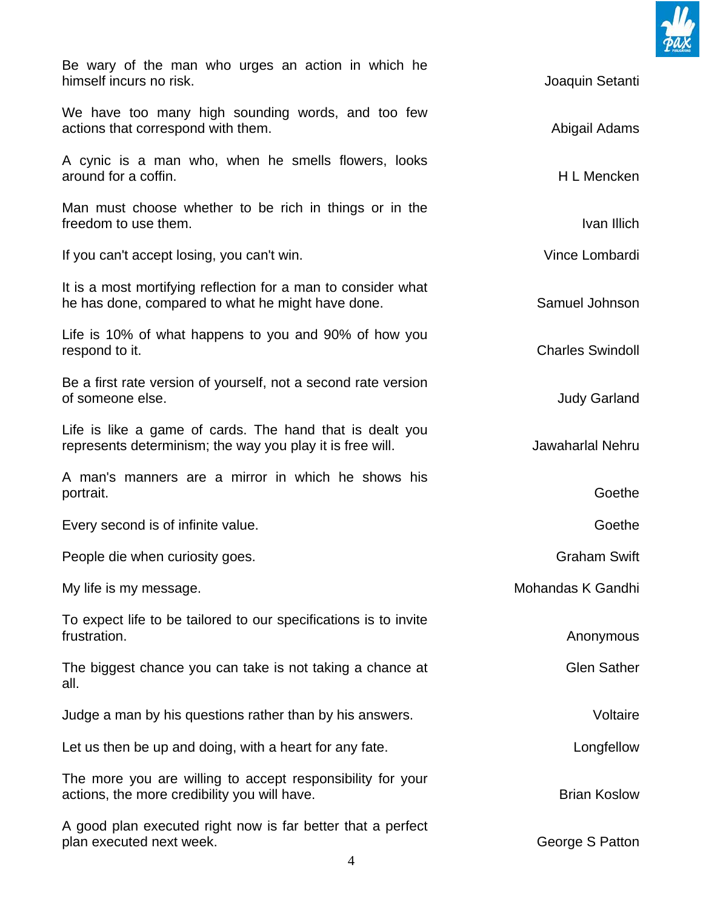| Quote | Author |
| --- | --- |
| Be wary of the man who urges an action in which he himself incurs no risk. | Joaquin Setanti |
| We have too many high sounding words, and too few actions that correspond with them. | Abigail Adams |
| A cynic is a man who, when he smells flowers, looks around for a coffin. | H L Mencken |
| Man must choose whether to be rich in things or in the freedom to use them. | Ivan Illich |
| If you can't accept losing, you can't win. | Vince Lombardi |
| It is a most mortifying reflection for a man to consider what he has done, compared to what he might have done. | Samuel Johnson |
| Life is 10% of what happens to you and 90% of how you respond to it. | Charles Swindoll |
| Be a first rate version of yourself, not a second rate version of someone else. | Judy Garland |
| Life is like a game of cards. The hand that is dealt you represents determinism; the way you play it is free will. | Jawaharlal Nehru |
| A man's manners are a mirror in which he shows his portrait. | Goethe |
| Every second is of infinite value. | Goethe |
| People die when curiosity goes. | Graham Swift |
| My life is my message. | Mohandas K Gandhi |
| To expect life to be tailored to our specifications is to invite frustration. | Anonymous |
| The biggest chance you can take is not taking a chance at all. | Glen Sather |
| Judge a man by his questions rather than by his answers. | Voltaire |
| Let us then be up and doing, with a heart for any fate. | Longfellow |
| The more you are willing to accept responsibility for your actions, the more credibility you will have. | Brian Koslow |
| A good plan executed right now is far better that a perfect plan executed next week. | George S Patton |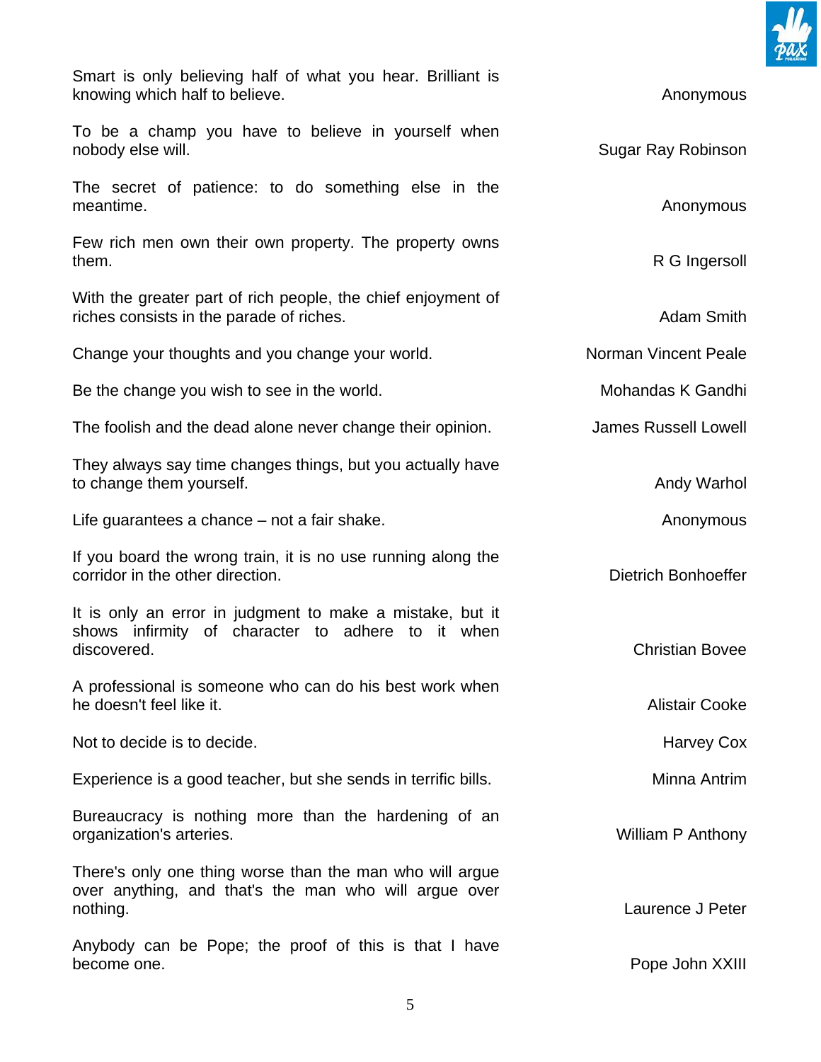Smart is only believing half of what you hear. Brilliant is knowing which half to believe. — Anonymous

To be a champ you have to believe in yourself when nobody else will. — Sugar Ray Robinson

The secret of patience: to do something else in the meantime. — Anonymous

Few rich men own their own property. The property owns them. — R G Ingersoll

With the greater part of rich people, the chief enjoyment of riches consists in the parade of riches. — Adam Smith

Change your thoughts and you change your world. — Norman Vincent Peale

Be the change you wish to see in the world. — Mohandas K Gandhi

The foolish and the dead alone never change their opinion. — James Russell Lowell

They always say time changes things, but you actually have to change them yourself. — Andy Warhol

Life guarantees a chance – not a fair shake. — Anonymous

If you board the wrong train, it is no use running along the corridor in the other direction. — Dietrich Bonhoeffer

It is only an error in judgment to make a mistake, but it shows infirmity of character to adhere to it when discovered. — Christian Bovee

A professional is someone who can do his best work when he doesn't feel like it. — Alistair Cooke

Not to decide is to decide. — Harvey Cox

Experience is a good teacher, but she sends in terrific bills. — Minna Antrim

Bureaucracy is nothing more than the hardening of an organization's arteries. — William P Anthony

There's only one thing worse than the man who will argue over anything, and that's the man who will argue over nothing. — Laurence J Peter

Anybody can be Pope; the proof of this is that I have become one. — Pope John XXIII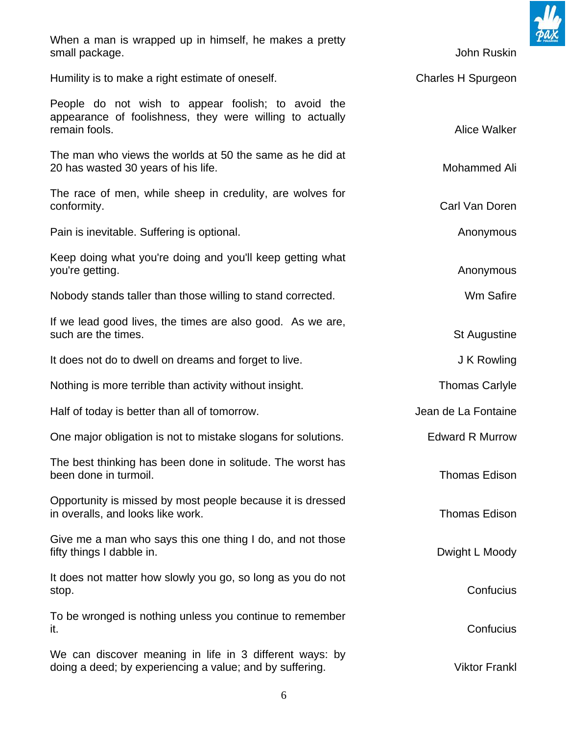When a man is wrapped up in himself, he makes a pretty small package. — John Ruskin

Humility is to make a right estimate of oneself. — Charles H Spurgeon

People do not wish to appear foolish; to avoid the appearance of foolishness, they were willing to actually remain fools. — Alice Walker

The man who views the worlds at 50 the same as he did at 20 has wasted 30 years of his life. — Mohammed Ali

The race of men, while sheep in credulity, are wolves for conformity. — Carl Van Doren

Pain is inevitable. Suffering is optional. — Anonymous

Keep doing what you're doing and you'll keep getting what you're getting. — Anonymous

Nobody stands taller than those willing to stand corrected. — Wm Safire

If we lead good lives, the times are also good. As we are, such are the times. — St Augustine

It does not do to dwell on dreams and forget to live. — J K Rowling

Nothing is more terrible than activity without insight. — Thomas Carlyle

Half of today is better than all of tomorrow. — Jean de La Fontaine

One major obligation is not to mistake slogans for solutions. — Edward R Murrow

The best thinking has been done in solitude. The worst has been done in turmoil. — Thomas Edison

Opportunity is missed by most people because it is dressed in overalls, and looks like work. — Thomas Edison

Give me a man who says this one thing I do, and not those fifty things I dabble in. — Dwight L Moody

It does not matter how slowly you go, so long as you do not stop. — Confucius

To be wronged is nothing unless you continue to remember it. — Confucius

We can discover meaning in life in 3 different ways: by doing a deed; by experiencing a value; and by suffering. — Viktor Frankl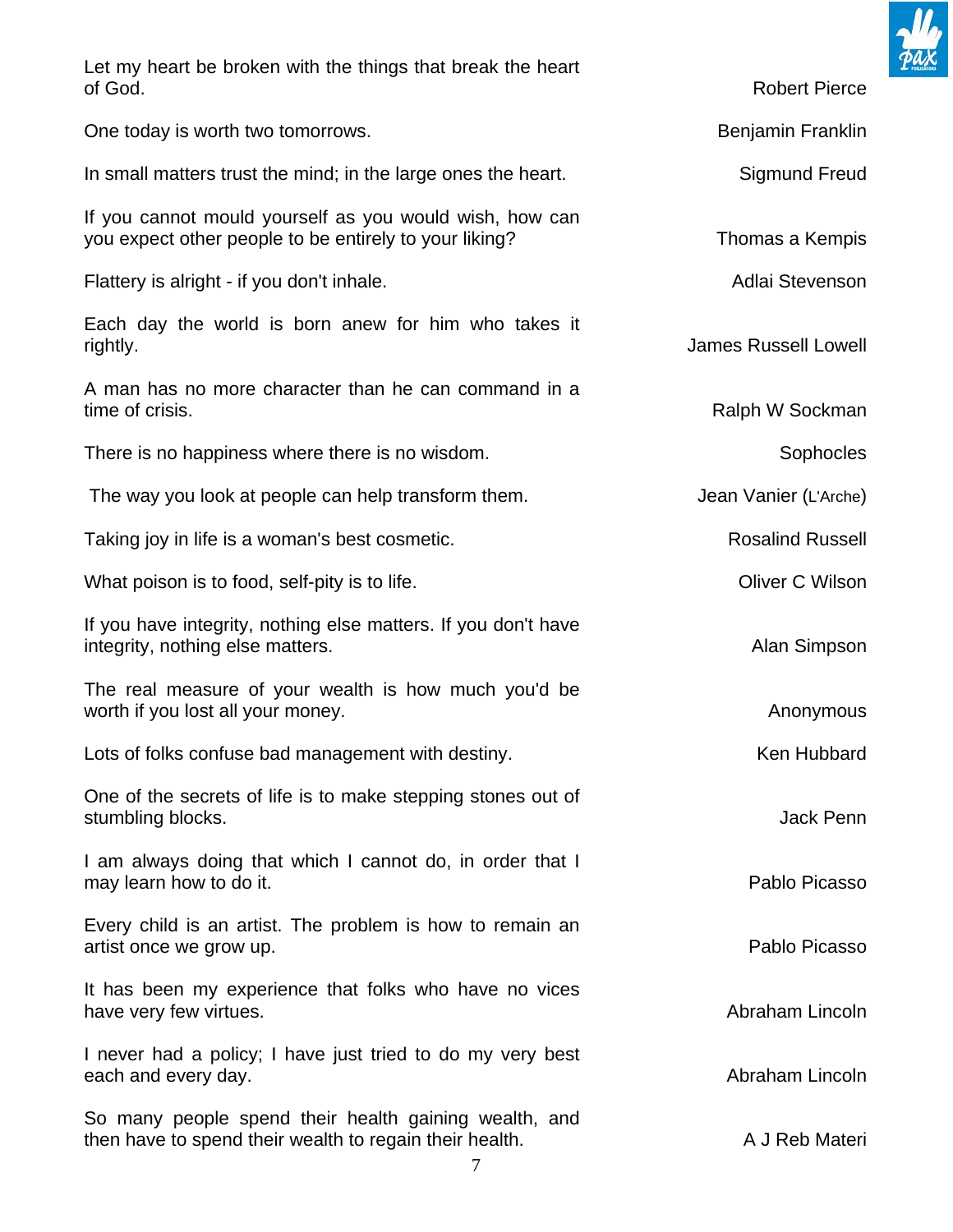Let my heart be broken with the things that break the heart of God. — Robert Pierce

One today is worth two tomorrows. — Benjamin Franklin

In small matters trust the mind; in the large ones the heart. — Sigmund Freud

If you cannot mould yourself as you would wish, how can you expect other people to be entirely to your liking? — Thomas a Kempis

Flattery is alright - if you don't inhale. — Adlai Stevenson

Each day the world is born anew for him who takes it rightly. — James Russell Lowell

A man has no more character than he can command in a time of crisis. — Ralph W Sockman

There is no happiness where there is no wisdom. — Sophocles

The way you look at people can help transform them. — Jean Vanier (L'Arche)

Taking joy in life is a woman's best cosmetic. — Rosalind Russell

What poison is to food, self-pity is to life. — Oliver C Wilson

If you have integrity, nothing else matters. If you don't have integrity, nothing else matters. — Alan Simpson

The real measure of your wealth is how much you'd be worth if you lost all your money. — Anonymous

Lots of folks confuse bad management with destiny. — Ken Hubbard

One of the secrets of life is to make stepping stones out of stumbling blocks. — Jack Penn

I am always doing that which I cannot do, in order that I may learn how to do it. — Pablo Picasso

Every child is an artist. The problem is how to remain an artist once we grow up. — Pablo Picasso

It has been my experience that folks who have no vices have very few virtues. — Abraham Lincoln

I never had a policy; I have just tried to do my very best each and every day. — Abraham Lincoln

So many people spend their health gaining wealth, and then have to spend their wealth to regain their health. — A J Reb Materi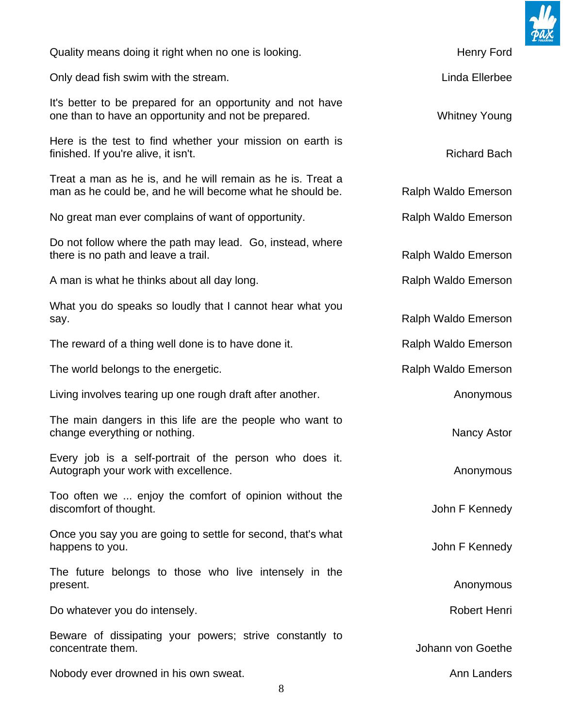| Quote | Author |
|---|---|
| Quality means doing it right when no one is looking. | Henry Ford |
| Only dead fish swim with the stream. | Linda Ellerbee |
| It's better to be prepared for an opportunity and not have one than to have an opportunity and not be prepared. | Whitney Young |
| Here is the test to find whether your mission on earth is finished. If you're alive, it isn't. | Richard Bach |
| Treat a man as he is, and he will remain as he is. Treat a man as he could be, and he will become what he should be. | Ralph Waldo Emerson |
| No great man ever complains of want of opportunity. | Ralph Waldo Emerson |
| Do not follow where the path may lead. Go, instead, where there is no path and leave a trail. | Ralph Waldo Emerson |
| A man is what he thinks about all day long. | Ralph Waldo Emerson |
| What you do speaks so loudly that I cannot hear what you say. | Ralph Waldo Emerson |
| The reward of a thing well done is to have done it. | Ralph Waldo Emerson |
| The world belongs to the energetic. | Ralph Waldo Emerson |
| Living involves tearing up one rough draft after another. | Anonymous |
| The main dangers in this life are the people who want to change everything or nothing. | Nancy Astor |
| Every job is a self-portrait of the person who does it. Autograph your work with excellence. | Anonymous |
| Too often we ... enjoy the comfort of opinion without the discomfort of thought. | John F Kennedy |
| Once you say you are going to settle for second, that's what happens to you. | John F Kennedy |
| The future belongs to those who live intensely in the present. | Anonymous |
| Do whatever you do intensely. | Robert Henri |
| Beware of dissipating your powers; strive constantly to concentrate them. | Johann von Goethe |
| Nobody ever drowned in his own sweat. | Ann Landers |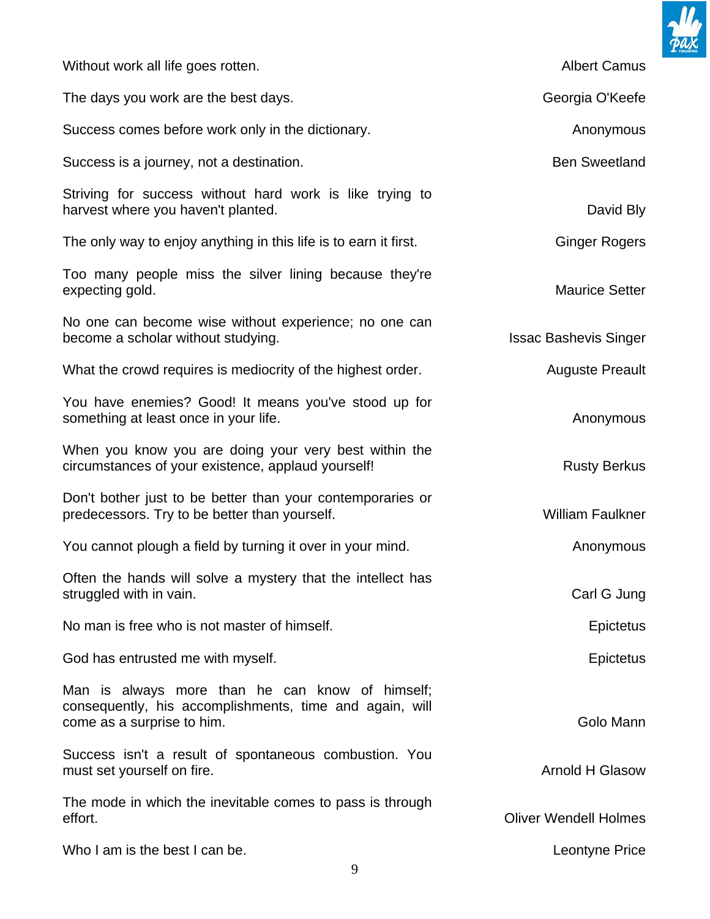| | |
|---|---|
| Without work all life goes rotten. | Albert Camus |
| The days you work are the best days. | Georgia O'Keefe |
| Success comes before work only in the dictionary. | Anonymous |
| Success is a journey, not a destination. | Ben Sweetland |
| Striving for success without hard work is like trying to harvest where you haven't planted. | David Bly |
| The only way to enjoy anything in this life is to earn it first. | Ginger Rogers |
| Too many people miss the silver lining because they're expecting gold. | Maurice Setter |
| No one can become wise without experience; no one can become a scholar without studying. | Issac Bashevis Singer |
| What the crowd requires is mediocrity of the highest order. | Auguste Preault |
| You have enemies? Good! It means you've stood up for something at least once in your life. | Anonymous |
| When you know you are doing your very best within the circumstances of your existence, applaud yourself! | Rusty Berkus |
| Don't bother just to be better than your contemporaries or predecessors. Try to be better than yourself. | William Faulkner |
| You cannot plough a field by turning it over in your mind. | Anonymous |
| Often the hands will solve a mystery that the intellect has struggled with in vain. | Carl G Jung |
| No man is free who is not master of himself. | Epictetus |
| God has entrusted me with myself. | Epictetus |
| Man is always more than he can know of himself; consequently, his accomplishments, time and again, will come as a surprise to him. | Golo Mann |
| Success isn't a result of spontaneous combustion. You must set yourself on fire. | Arnold H Glasow |
| The mode in which the inevitable comes to pass is through effort. | Oliver Wendell Holmes |
| Who I am is the best I can be. | Leontyne Price |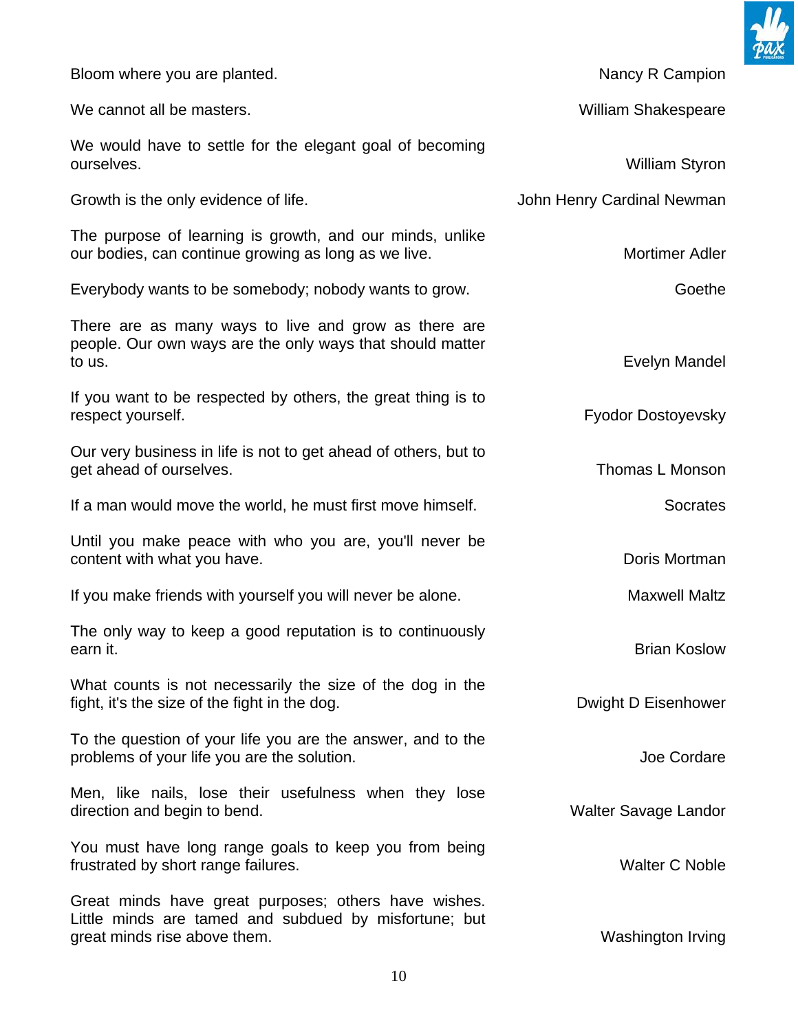| Quote | Author |
|---|---|
| Bloom where you are planted. | Nancy R Campion |
| We cannot all be masters. | William Shakespeare |
| We would have to settle for the elegant goal of becoming ourselves. | William Styron |
| Growth is the only evidence of life. | John Henry Cardinal Newman |
| The purpose of learning is growth, and our minds, unlike our bodies, can continue growing as long as we live. | Mortimer Adler |
| Everybody wants to be somebody; nobody wants to grow. | Goethe |
| There are as many ways to live and grow as there are people. Our own ways are the only ways that should matter to us. | Evelyn Mandel |
| If you want to be respected by others, the great thing is to respect yourself. | Fyodor Dostoyevsky |
| Our very business in life is not to get ahead of others, but to get ahead of ourselves. | Thomas L Monson |
| If a man would move the world, he must first move himself. | Socrates |
| Until you make peace with who you are, you'll never be content with what you have. | Doris Mortman |
| If you make friends with yourself you will never be alone. | Maxwell Maltz |
| The only way to keep a good reputation is to continuously earn it. | Brian Koslow |
| What counts is not necessarily the size of the dog in the fight, it's the size of the fight in the dog. | Dwight D Eisenhower |
| To the question of your life you are the answer, and to the problems of your life you are the solution. | Joe Cordare |
| Men, like nails, lose their usefulness when they lose direction and begin to bend. | Walter Savage Landor |
| You must have long range goals to keep you from being frustrated by short range failures. | Walter C Noble |
| Great minds have great purposes; others have wishes. Little minds are tamed and subdued by misfortune; but great minds rise above them. | Washington Irving |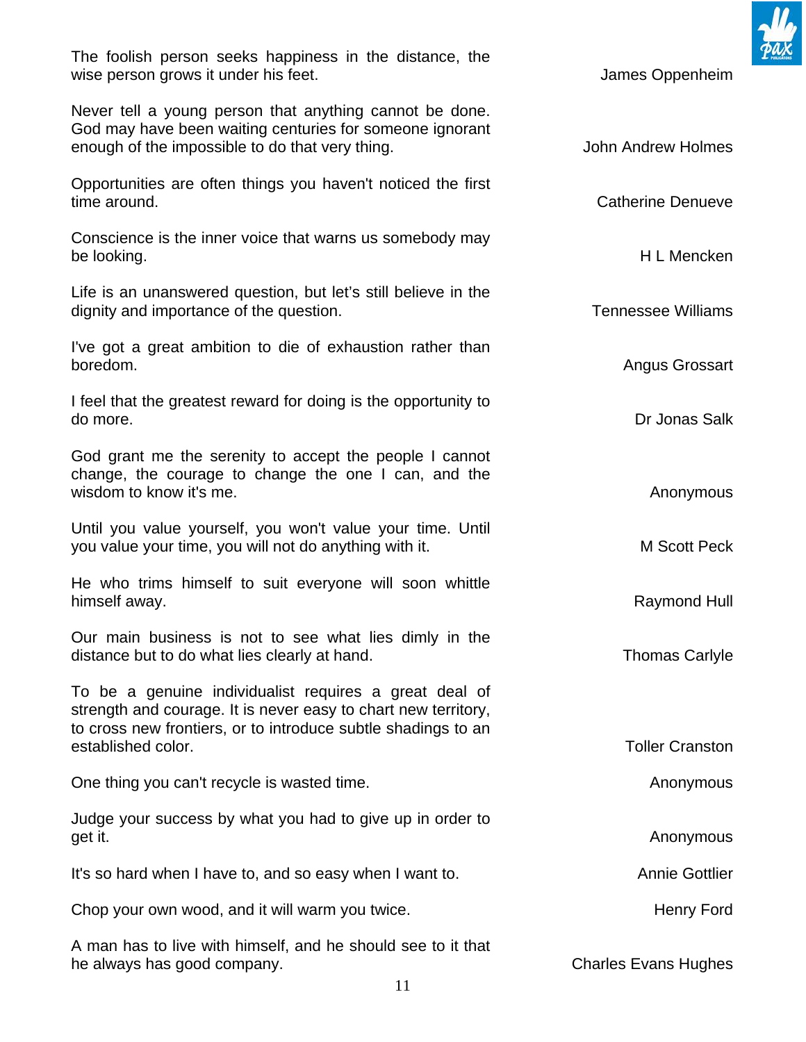The foolish person seeks happiness in the distance, the wise person grows it under his feet. — James Oppenheim

Never tell a young person that anything cannot be done. God may have been waiting centuries for someone ignorant enough of the impossible to do that very thing. — John Andrew Holmes

Opportunities are often things you haven't noticed the first time around. — Catherine Denueve

Conscience is the inner voice that warns us somebody may be looking. — H L Mencken

Life is an unanswered question, but let's still believe in the dignity and importance of the question. — Tennessee Williams

I've got a great ambition to die of exhaustion rather than boredom. — Angus Grossart

I feel that the greatest reward for doing is the opportunity to do more. — Dr Jonas Salk

God grant me the serenity to accept the people I cannot change, the courage to change the one I can, and the wisdom to know it's me. — Anonymous

Until you value yourself, you won't value your time. Until you value your time, you will not do anything with it. — M Scott Peck

He who trims himself to suit everyone will soon whittle himself away. — Raymond Hull

Our main business is not to see what lies dimly in the distance but to do what lies clearly at hand. — Thomas Carlyle

To be a genuine individualist requires a great deal of strength and courage. It is never easy to chart new territory, to cross new frontiers, or to introduce subtle shadings to an established color. — Toller Cranston

One thing you can't recycle is wasted time. — Anonymous

Judge your success by what you had to give up in order to get it. — Anonymous

It's so hard when I have to, and so easy when I want to. — Annie Gottlier

Chop your own wood, and it will warm you twice. — Henry Ford

A man has to live with himself, and he should see to it that he always has good company. — Charles Evans Hughes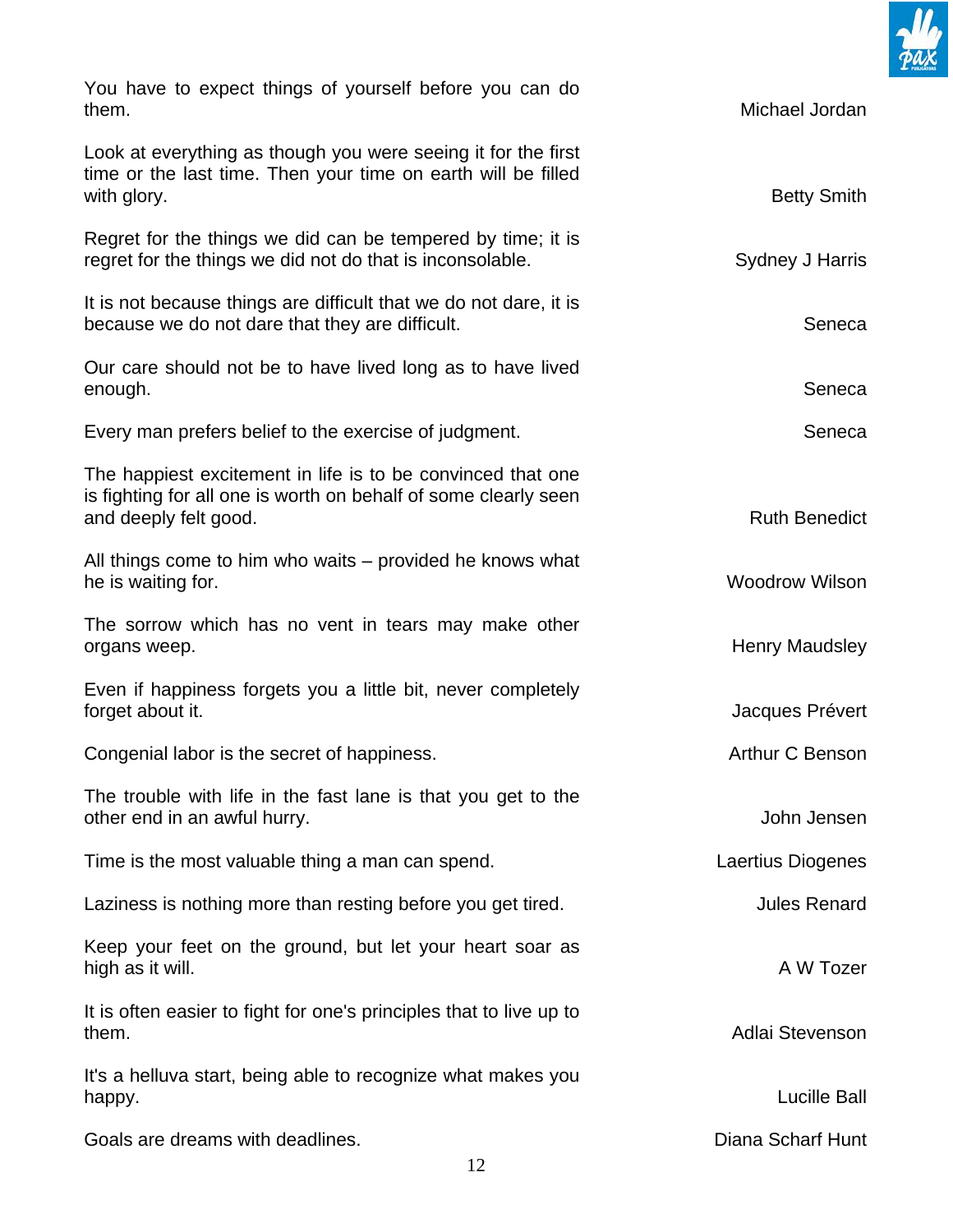| | |
|---|---|
| You have to expect things of yourself before you can do them. | Michael Jordan |
| Look at everything as though you were seeing it for the first time or the last time. Then your time on earth will be filled with glory. | Betty Smith |
| Regret for the things we did can be tempered by time; it is regret for the things we did not do that is inconsolable. | Sydney J Harris |
| It is not because things are difficult that we do not dare, it is because we do not dare that they are difficult. | Seneca |
| Our care should not be to have lived long as to have lived enough. | Seneca |
| Every man prefers belief to the exercise of judgment. | Seneca |
| The happiest excitement in life is to be convinced that one is fighting for all one is worth on behalf of some clearly seen and deeply felt good. | Ruth Benedict |
| All things come to him who waits – provided he knows what he is waiting for. | Woodrow Wilson |
| The sorrow which has no vent in tears may make other organs weep. | Henry Maudsley |
| Even if happiness forgets you a little bit, never completely forget about it. | Jacques Prévert |
| Congenial labor is the secret of happiness. | Arthur C Benson |
| The trouble with life in the fast lane is that you get to the other end in an awful hurry. | John Jensen |
| Time is the most valuable thing a man can spend. | Laertius Diogenes |
| Laziness is nothing more than resting before you get tired. | Jules Renard |
| Keep your feet on the ground, but let your heart soar as high as it will. | A W Tozer |
| It is often easier to fight for one's principles that to live up to them. | Adlai Stevenson |
| It's a helluva start, being able to recognize what makes you happy. | Lucille Ball |
| Goals are dreams with deadlines. | Diana Scharf Hunt |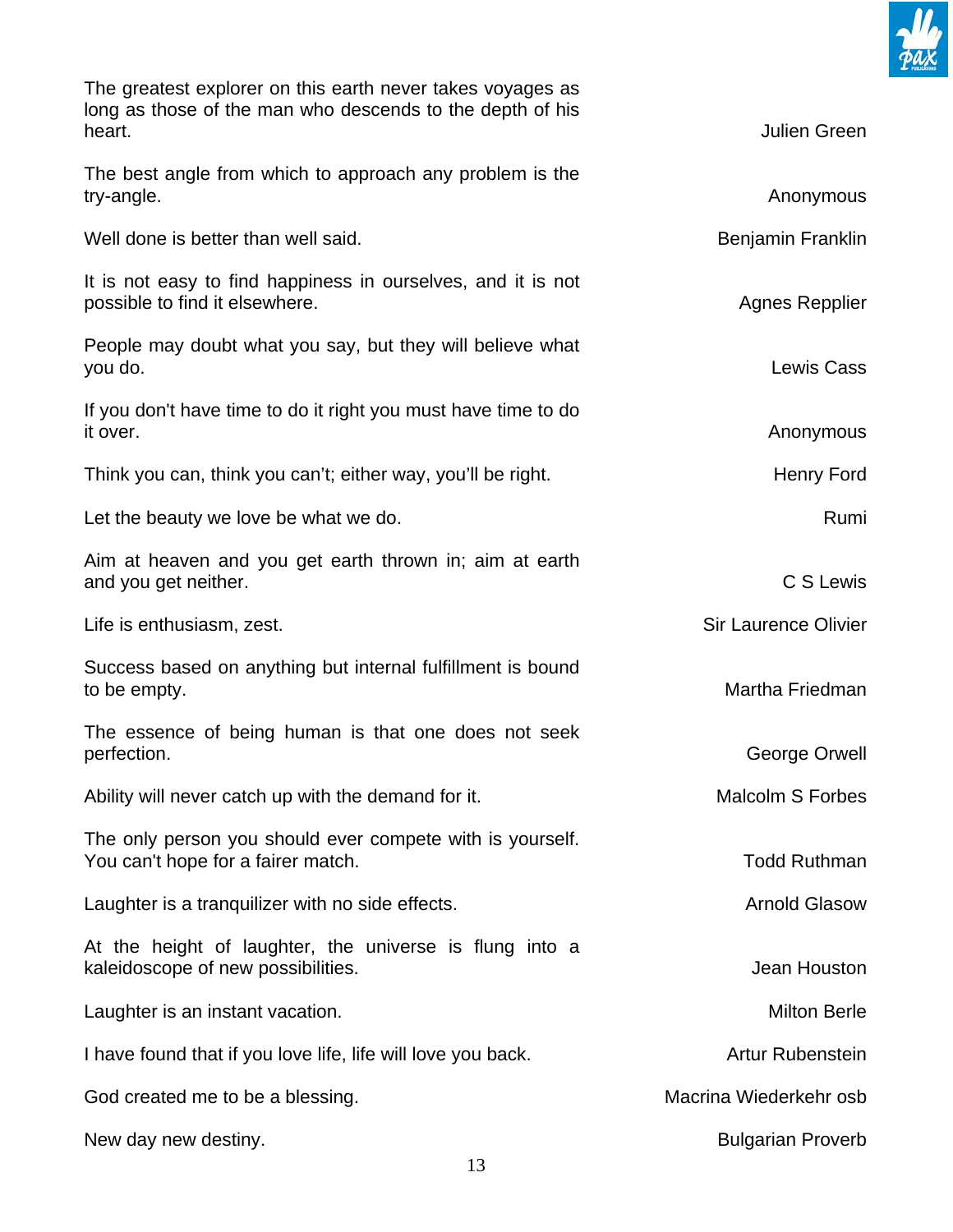The greatest explorer on this earth never takes voyages as long as those of the man who descends to the depth of his heart. — Julien Green

The best angle from which to approach any problem is the try-angle. — Anonymous

Well done is better than well said. — Benjamin Franklin

It is not easy to find happiness in ourselves, and it is not possible to find it elsewhere. — Agnes Repplier

People may doubt what you say, but they will believe what you do. — Lewis Cass

If you don't have time to do it right you must have time to do it over. — Anonymous

Think you can, think you can't; either way, you'll be right. — Henry Ford

Let the beauty we love be what we do. — Rumi

Aim at heaven and you get earth thrown in; aim at earth and you get neither. — C S Lewis

Life is enthusiasm, zest. — Sir Laurence Olivier

Success based on anything but internal fulfillment is bound to be empty. — Martha Friedman

The essence of being human is that one does not seek perfection. — George Orwell

Ability will never catch up with the demand for it. — Malcolm S Forbes

The only person you should ever compete with is yourself. You can't hope for a fairer match. — Todd Ruthman

Laughter is a tranquilizer with no side effects. — Arnold Glasow

At the height of laughter, the universe is flung into a kaleidoscope of new possibilities. — Jean Houston

Laughter is an instant vacation. — Milton Berle

I have found that if you love life, life will love you back. — Artur Rubenstein

God created me to be a blessing. — Macrina Wiederkehr osb

New day new destiny. — Bulgarian Proverb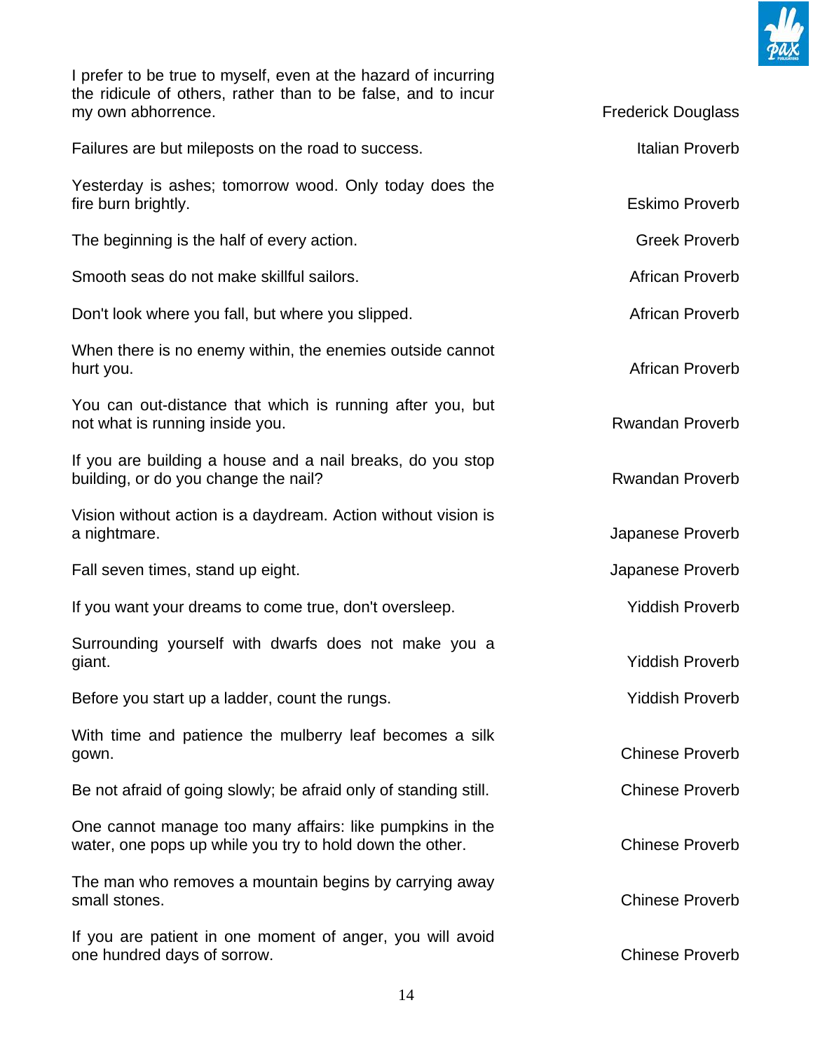| | |
|---|---|
| I prefer to be true to myself, even at the hazard of incurring the ridicule of others, rather than to be false, and to incur my own abhorrence. | Frederick Douglass |
| Failures are but mileposts on the road to success. | Italian Proverb |
| Yesterday is ashes; tomorrow wood. Only today does the fire burn brightly. | Eskimo Proverb |
| The beginning is the half of every action. | Greek Proverb |
| Smooth seas do not make skillful sailors. | African Proverb |
| Don't look where you fall, but where you slipped. | African Proverb |
| When there is no enemy within, the enemies outside cannot hurt you. | African Proverb |
| You can out-distance that which is running after you, but not what is running inside you. | Rwandan Proverb |
| If you are building a house and a nail breaks, do you stop building, or do you change the nail? | Rwandan Proverb |
| Vision without action is a daydream. Action without vision is a nightmare. | Japanese Proverb |
| Fall seven times, stand up eight. | Japanese Proverb |
| If you want your dreams to come true, don't oversleep. | Yiddish Proverb |
| Surrounding yourself with dwarfs does not make you a giant. | Yiddish Proverb |
| Before you start up a ladder, count the rungs. | Yiddish Proverb |
| With time and patience the mulberry leaf becomes a silk gown. | Chinese Proverb |
| Be not afraid of going slowly; be afraid only of standing still. | Chinese Proverb |
| One cannot manage too many affairs: like pumpkins in the water, one pops up while you try to hold down the other. | Chinese Proverb |
| The man who removes a mountain begins by carrying away small stones. | Chinese Proverb |
| If you are patient in one moment of anger, you will avoid one hundred days of sorrow. | Chinese Proverb |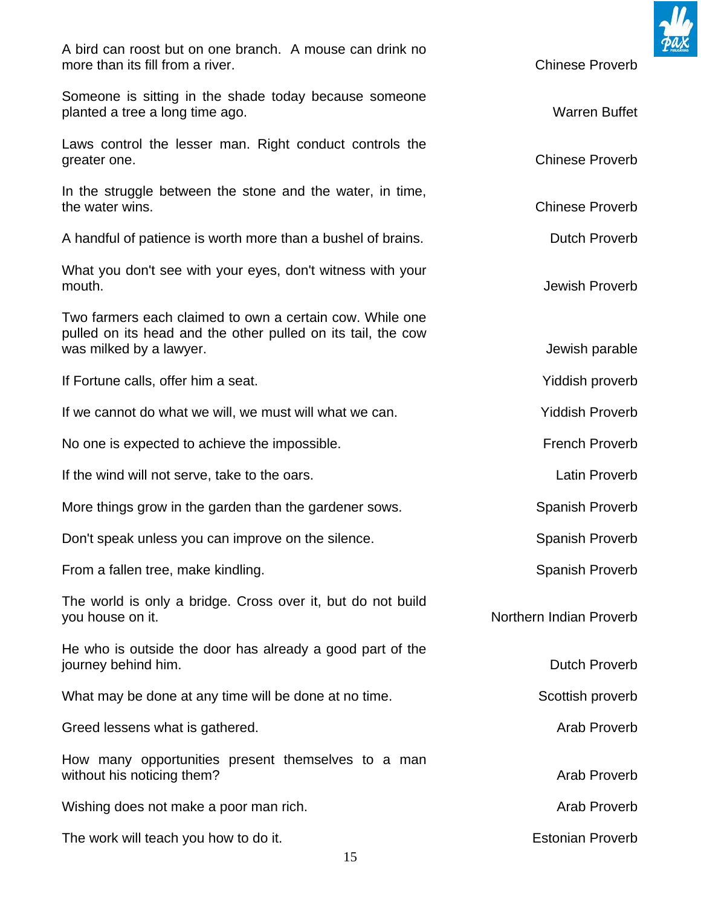A bird can roost but on one branch. A mouse can drink no more than its fill from a river. — Chinese Proverb

Someone is sitting in the shade today because someone planted a tree a long time ago. — Warren Buffet

Laws control the lesser man. Right conduct controls the greater one. — Chinese Proverb

In the struggle between the stone and the water, in time, the water wins. — Chinese Proverb

A handful of patience is worth more than a bushel of brains. — Dutch Proverb

What you don't see with your eyes, don't witness with your mouth. — Jewish Proverb

Two farmers each claimed to own a certain cow. While one pulled on its head and the other pulled on its tail, the cow was milked by a lawyer. — Jewish parable

If Fortune calls, offer him a seat. — Yiddish proverb

If we cannot do what we will, we must will what we can. — Yiddish Proverb

No one is expected to achieve the impossible. — French Proverb

If the wind will not serve, take to the oars. — Latin Proverb

More things grow in the garden than the gardener sows. — Spanish Proverb

Don't speak unless you can improve on the silence. — Spanish Proverb

From a fallen tree, make kindling. — Spanish Proverb

The world is only a bridge. Cross over it, but do not build you house on it. — Northern Indian Proverb

He who is outside the door has already a good part of the journey behind him. — Dutch Proverb

What may be done at any time will be done at no time. — Scottish proverb

Greed lessens what is gathered. — Arab Proverb

How many opportunities present themselves to a man without his noticing them? — Arab Proverb

Wishing does not make a poor man rich. — Arab Proverb

The work will teach you how to do it. — Estonian Proverb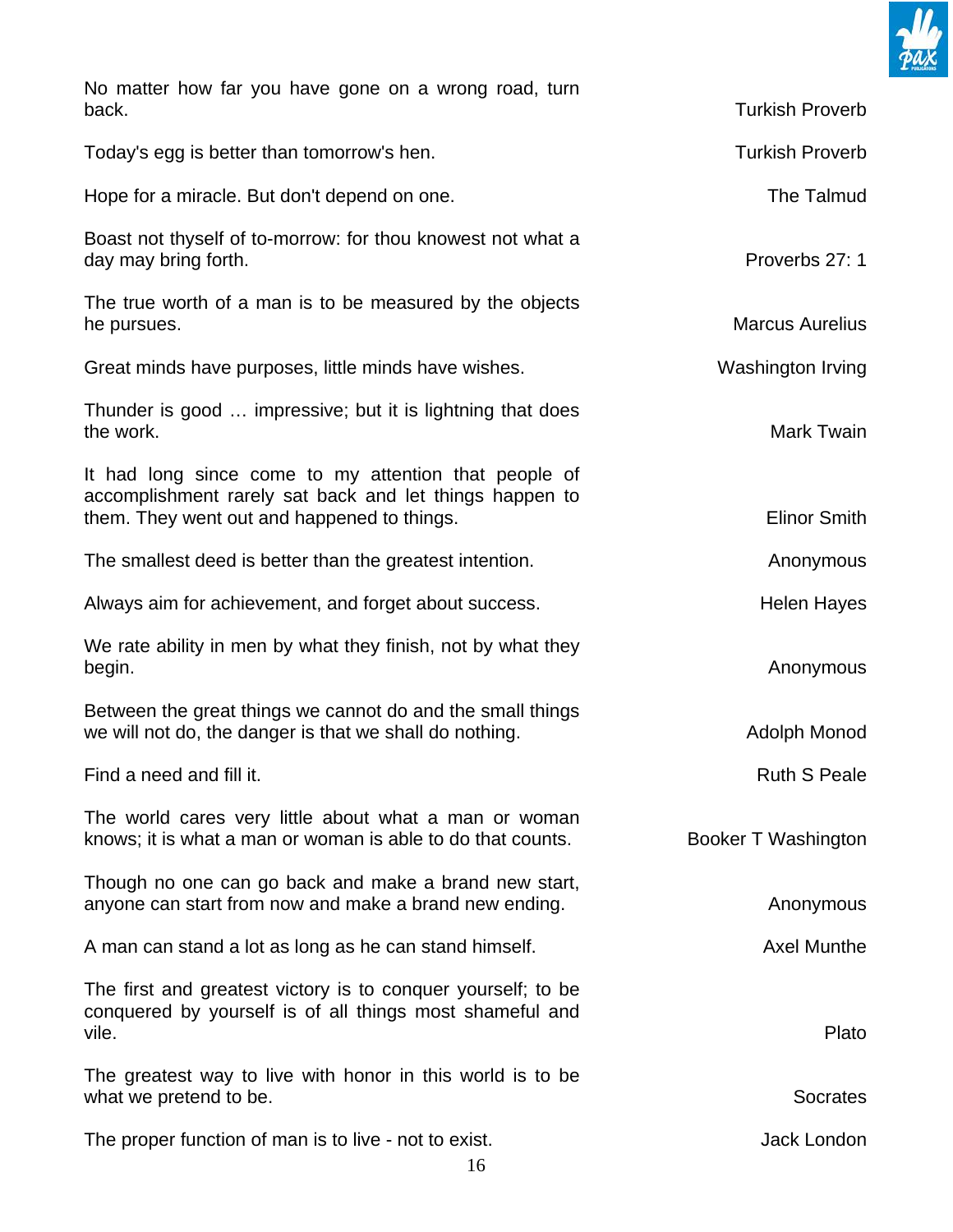| Quote | Source |
|---|---|
| No matter how far you have gone on a wrong road, turn back. | Turkish Proverb |
| Today's egg is better than tomorrow's hen. | Turkish Proverb |
| Hope for a miracle. But don't depend on one. | The Talmud |
| Boast not thyself of to-morrow: for thou knowest not what a day may bring forth. | Proverbs 27: 1 |
| The true worth of a man is to be measured by the objects he pursues. | Marcus Aurelius |
| Great minds have purposes, little minds have wishes. | Washington Irving |
| Thunder is good … impressive; but it is lightning that does the work. | Mark Twain |
| It had long since come to my attention that people of accomplishment rarely sat back and let things happen to them. They went out and happened to things. | Elinor Smith |
| The smallest deed is better than the greatest intention. | Anonymous |
| Always aim for achievement, and forget about success. | Helen Hayes |
| We rate ability in men by what they finish, not by what they begin. | Anonymous |
| Between the great things we cannot do and the small things we will not do, the danger is that we shall do nothing. | Adolph Monod |
| Find a need and fill it. | Ruth S Peale |
| The world cares very little about what a man or woman knows; it is what a man or woman is able to do that counts. | Booker T Washington |
| Though no one can go back and make a brand new start, anyone can start from now and make a brand new ending. | Anonymous |
| A man can stand a lot as long as he can stand himself. | Axel Munthe |
| The first and greatest victory is to conquer yourself; to be conquered by yourself is of all things most shameful and vile. | Plato |
| The greatest way to live with honor in this world is to be what we pretend to be. | Socrates |
| The proper function of man is to live - not to exist. | Jack London |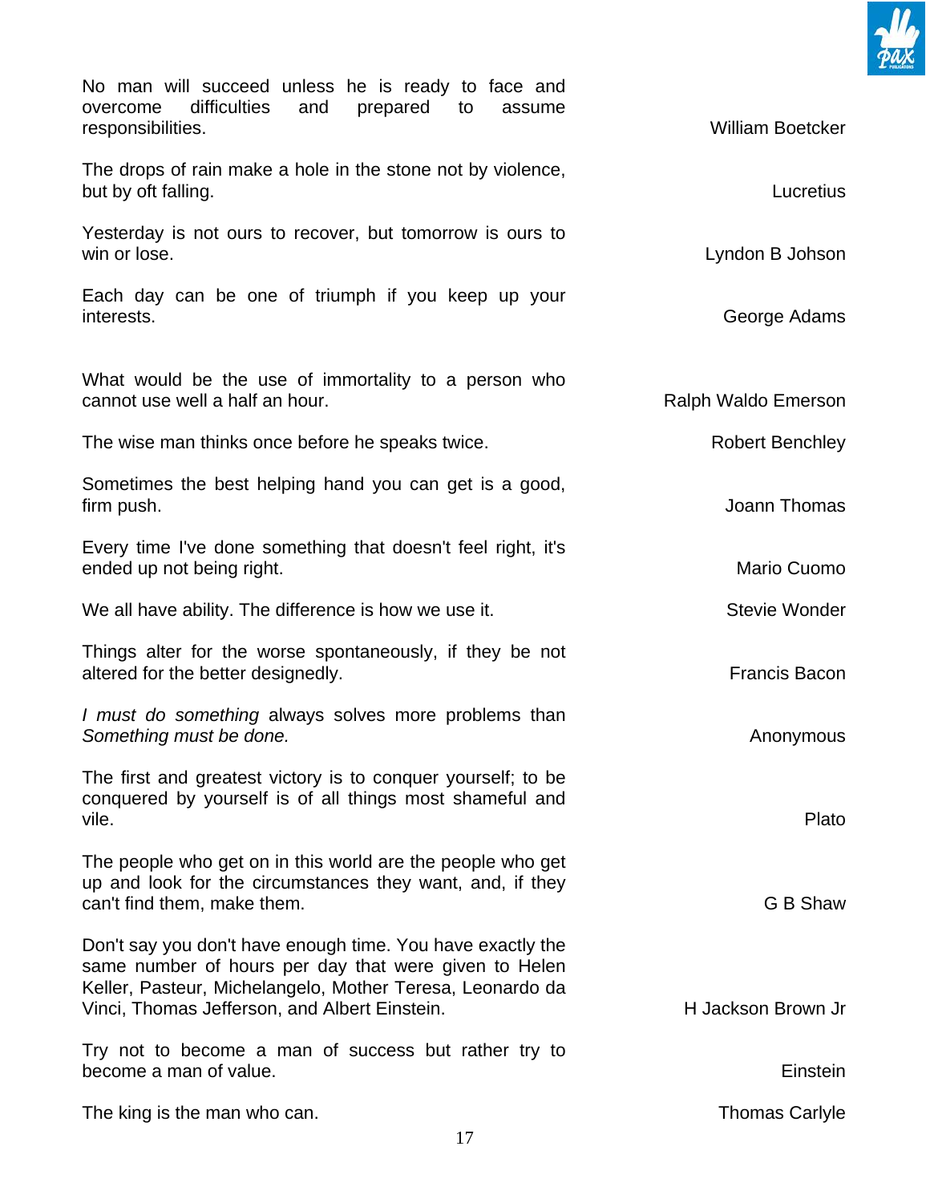No man will succeed unless he is ready to face and overcome difficulties and prepared to assume responsibilities. — William Boetcker

The drops of rain make a hole in the stone not by violence, but by oft falling. — Lucretius

Yesterday is not ours to recover, but tomorrow is ours to win or lose. — Lyndon B Johson

Each day can be one of triumph if you keep up your interests. — George Adams

What would be the use of immortality to a person who cannot use well a half an hour. — Ralph Waldo Emerson

The wise man thinks once before he speaks twice. — Robert Benchley

Sometimes the best helping hand you can get is a good, firm push. — Joann Thomas

Every time I've done something that doesn't feel right, it's ended up not being right. — Mario Cuomo

We all have ability. The difference is how we use it. — Stevie Wonder

Things alter for the worse spontaneously, if they be not altered for the better designedly. — Francis Bacon

*I must do something* always solves more problems than *Something must be done.* — Anonymous

The first and greatest victory is to conquer yourself; to be conquered by yourself is of all things most shameful and vile. — Plato

The people who get on in this world are the people who get up and look for the circumstances they want, and, if they can't find them, make them. — G B Shaw

Don't say you don't have enough time. You have exactly the same number of hours per day that were given to Helen Keller, Pasteur, Michelangelo, Mother Teresa, Leonardo da Vinci, Thomas Jefferson, and Albert Einstein. — H Jackson Brown Jr

Try not to become a man of success but rather try to become a man of value. — Einstein

The king is the man who can. — Thomas Carlyle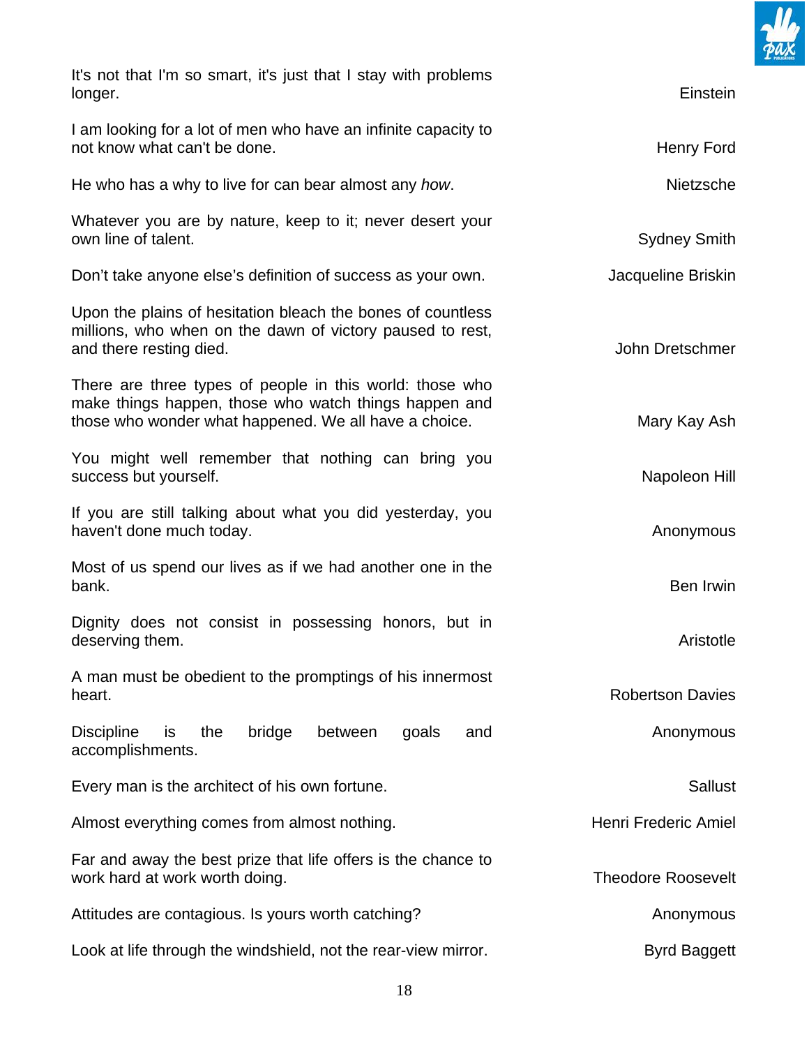It's not that I'm so smart, it's just that I stay with problems longer. — Einstein

I am looking for a lot of men who have an infinite capacity to not know what can't be done. — Henry Ford

He who has a why to live for can bear almost any *how*. — Nietzsche

Whatever you are by nature, keep to it; never desert your own line of talent. — Sydney Smith

Don't take anyone else's definition of success as your own. — Jacqueline Briskin

Upon the plains of hesitation bleach the bones of countless millions, who when on the dawn of victory paused to rest, and there resting died. — John Dretschmer

There are three types of people in this world: those who make things happen, those who watch things happen and those who wonder what happened. We all have a choice. — Mary Kay Ash

You might well remember that nothing can bring you success but yourself. — Napoleon Hill

If you are still talking about what you did yesterday, you haven't done much today. — Anonymous

Most of us spend our lives as if we had another one in the bank. — Ben Irwin

Dignity does not consist in possessing honors, but in deserving them. — Aristotle

A man must be obedient to the promptings of his innermost heart. — Robertson Davies

Discipline is the bridge between goals and accomplishments. — Anonymous

Every man is the architect of his own fortune. — Sallust

Almost everything comes from almost nothing. — Henri Frederic Amiel

Far and away the best prize that life offers is the chance to work hard at work worth doing. — Theodore Roosevelt

Attitudes are contagious. Is yours worth catching? — Anonymous

Look at life through the windshield, not the rear-view mirror. — Byrd Baggett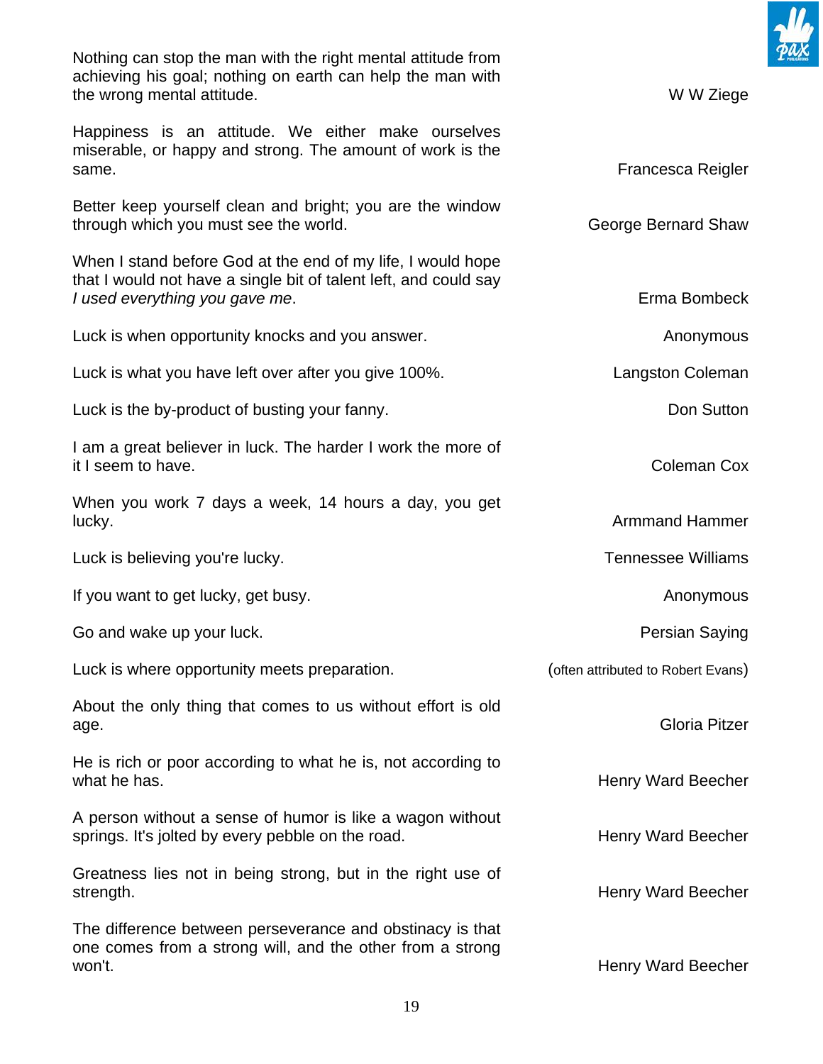Nothing can stop the man with the right mental attitude from achieving his goal; nothing on earth can help the man with the wrong mental attitude. — W W Ziege

Happiness is an attitude. We either make ourselves miserable, or happy and strong. The amount of work is the same. — Francesca Reigler

Better keep yourself clean and bright; you are the window through which you must see the world. — George Bernard Shaw

When I stand before God at the end of my life, I would hope that I would not have a single bit of talent left, and could say *I used everything you gave me*. — Erma Bombeck

Luck is when opportunity knocks and you answer. — Anonymous

Luck is what you have left over after you give 100%. — Langston Coleman

Luck is the by-product of busting your fanny. — Don Sutton

I am a great believer in luck. The harder I work the more of it I seem to have. — Coleman Cox

When you work 7 days a week, 14 hours a day, you get lucky. — Armmand Hammer

Luck is believing you're lucky. — Tennessee Williams

If you want to get lucky, get busy. — Anonymous

Go and wake up your luck. — Persian Saying

Luck is where opportunity meets preparation. — (often attributed to Robert Evans)

About the only thing that comes to us without effort is old age. — Gloria Pitzer

He is rich or poor according to what he is, not according to what he has. — Henry Ward Beecher

A person without a sense of humor is like a wagon without springs. It's jolted by every pebble on the road. — Henry Ward Beecher

Greatness lies not in being strong, but in the right use of strength. — Henry Ward Beecher

The difference between perseverance and obstinacy is that one comes from a strong will, and the other from a strong won't. — Henry Ward Beecher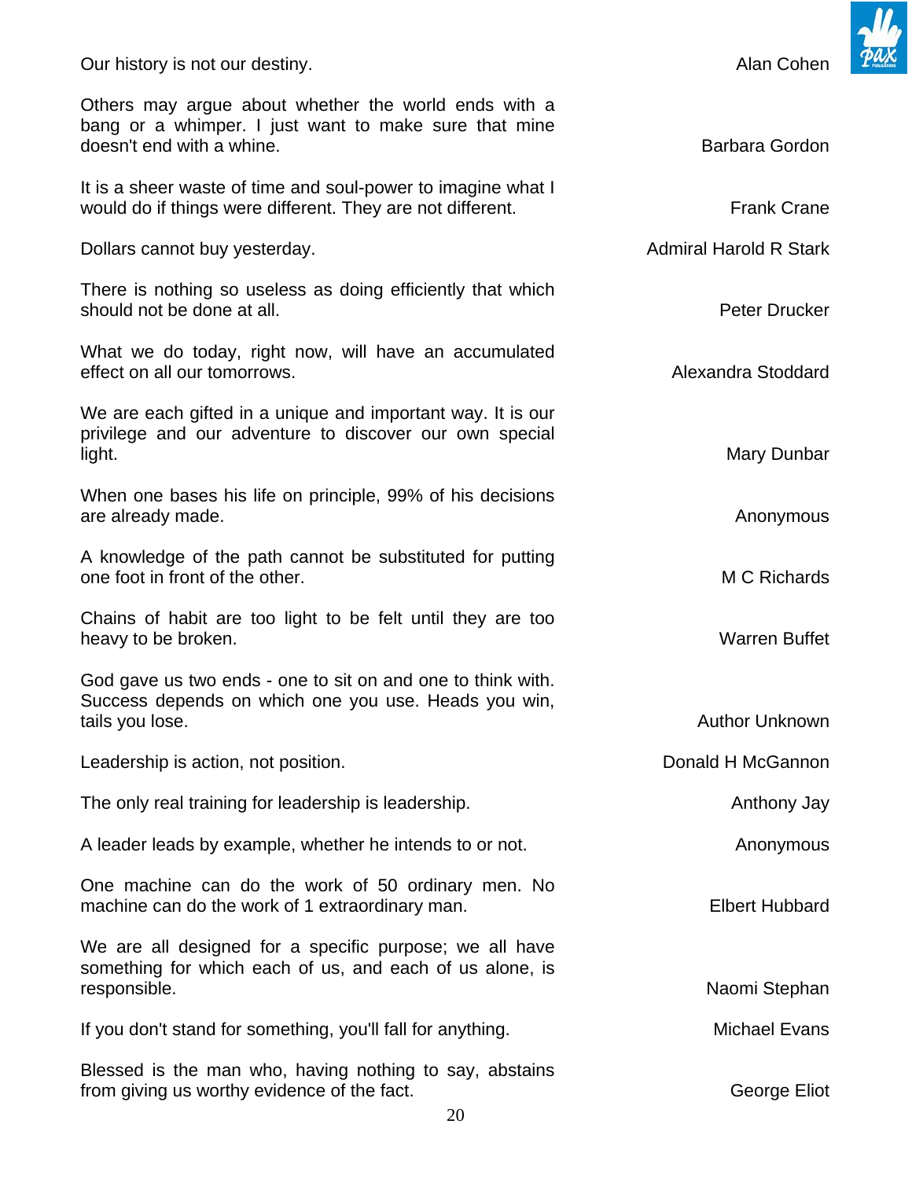Our history is not our destiny. — Alan Cohen

Others may argue about whether the world ends with a bang or a whimper. I just want to make sure that mine doesn't end with a whine. — Barbara Gordon

It is a sheer waste of time and soul-power to imagine what I would do if things were different. They are not different. — Frank Crane

Dollars cannot buy yesterday. — Admiral Harold R Stark

There is nothing so useless as doing efficiently that which should not be done at all. — Peter Drucker

What we do today, right now, will have an accumulated effect on all our tomorrows. — Alexandra Stoddard

We are each gifted in a unique and important way. It is our privilege and our adventure to discover our own special light. — Mary Dunbar

When one bases his life on principle, 99% of his decisions are already made. — Anonymous

A knowledge of the path cannot be substituted for putting one foot in front of the other. — M C Richards

Chains of habit are too light to be felt until they are too heavy to be broken. — Warren Buffet

God gave us two ends - one to sit on and one to think with. Success depends on which one you use. Heads you win, tails you lose. — Author Unknown

Leadership is action, not position. — Donald H McGannon

The only real training for leadership is leadership. — Anthony Jay

A leader leads by example, whether he intends to or not. — Anonymous

One machine can do the work of 50 ordinary men. No machine can do the work of 1 extraordinary man. — Elbert Hubbard

We are all designed for a specific purpose; we all have something for which each of us, and each of us alone, is responsible. — Naomi Stephan

If you don't stand for something, you'll fall for anything. — Michael Evans

Blessed is the man who, having nothing to say, abstains from giving us worthy evidence of the fact. — George Eliot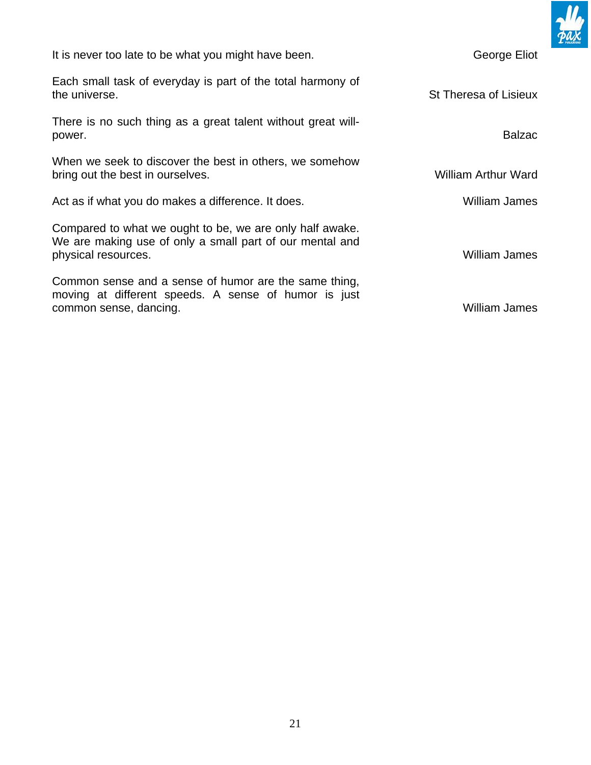| | |
|---|---|
| It is never too late to be what you might have been. | George Eliot |
| Each small task of everyday is part of the total harmony of the universe. | St Theresa of Lisieux |
| There is no such thing as a great talent without great will-power. | Balzac |
| When we seek to discover the best in others, we somehow bring out the best in ourselves. | William Arthur Ward |
| Act as if what you do makes a difference. It does. | William James |
| Compared to what we ought to be, we are only half awake. We are making use of only a small part of our mental and physical resources. | William James |
| Common sense and a sense of humor are the same thing, moving at different speeds. A sense of humor is just common sense, dancing. | William James |